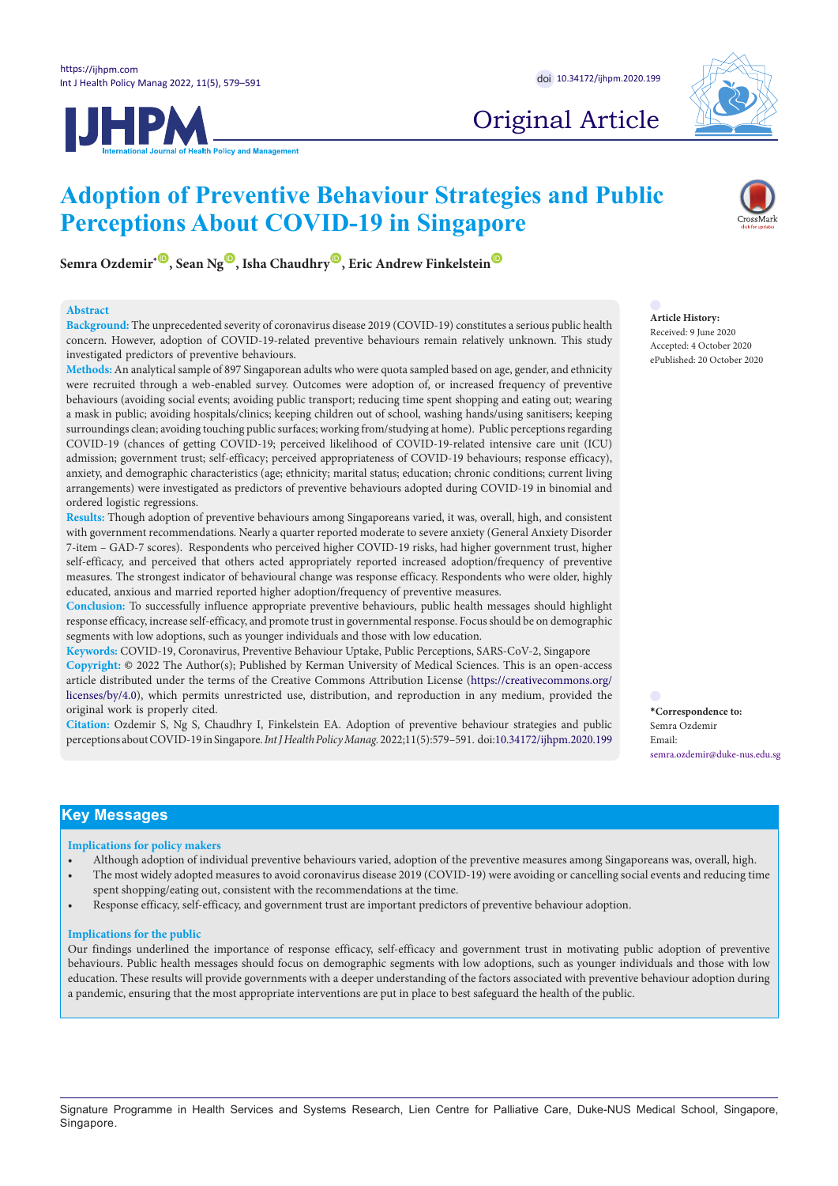Original Article

# Adoption of Preventive Behaviour Strategies and Public Perceptions About COVID-19 in Singapore

**Semra Ozdemir*, Sean Ng, Isha Chaudhry, Eric Andrew Finkelstein**

## Abstract

**Background:** The unprecedented severity of coronavirus disease 2019 (COVID-19) constitutes a serious public health concern. However, adoption of COVID-19-related preventive behaviours remain relatively unknown. This study investigated predictors of preventive behaviours.

**Methods:** An analytical sample of 897 Singaporean adults who were quota sampled based on age, gender, and ethnicity were recruited through a web-enabled survey. Outcomes were adoption of, or increased frequency of preventive behaviours (avoiding social events; avoiding public transport; reducing time spent shopping and eating out; wearing a mask in public; avoiding hospitals/clinics; keeping children out of school, washing hands/using sanitisers; keeping surroundings clean; avoiding touching public surfaces; working from/studying at home). Public perceptions regarding COVID-19 (chances of getting COVID-19; perceived likelihood of COVID-19-related intensive care unit (ICU) admission; government trust; self-efficacy; perceived appropriateness of COVID-19 behaviours; response efficacy), anxiety, and demographic characteristics (age; ethnicity; marital status; education; chronic conditions; current living arrangements) were investigated as predictors of preventive behaviours adopted during COVID-19 in binomial and ordered logistic regressions.

**Results:** Though adoption of preventive behaviours among Singaporeans varied, it was, overall, high, and consistent with government recommendations. Nearly a quarter reported moderate to severe anxiety (General Anxiety Disorder 7-item – GAD-7 scores). Respondents who perceived higher COVID-19 risks, had higher government trust, higher self-efficacy, and perceived that others acted appropriately reported increased adoption/frequency of preventive measures. The strongest indicator of behavioural change was response efficacy. Respondents who were older, highly educated, anxious and married reported higher adoption/frequency of preventive measures.

**Conclusion:** To successfully influence appropriate preventive behaviours, public health messages should highlight response efficacy, increase self-efficacy, and promote trust in governmental response. Focus should be on demographic segments with low adoptions, such as younger individuals and those with low education.

**Keywords:** COVID-19, Coronavirus, Preventive Behaviour Uptake, Public Perceptions, SARS-CoV-2, Singapore

**Copyright:** © 2022 The Author(s); Published by Kerman University of Medical Sciences. This is an open-access article distributed under the terms of the Creative Commons Attribution License (https://creativecommons.org/licenses/by/4.0), which permits unrestricted use, distribution, and reproduction in any medium, provided the original work is properly cited.

**Citation:** Ozdemir S, Ng S, Chaudhry I, Finkelstein EA. Adoption of preventive behaviour strategies and public perceptions about COVID-19 in Singapore. *Int J Health Policy Manag.* 2022;11(5):579–591. doi:10.34172/ijhpm.2020.199

**Article History:**
Received: 9 June 2020
Accepted: 4 October 2020
ePublished: 20 October 2020

***Correspondence to:**
Semra Ozdemir
Email: semra.ozdemir@duke-nus.edu.sg

## Key Messages

### Implications for policy makers

- Although adoption of individual preventive behaviours varied, adoption of the preventive measures among Singaporeans was, overall, high.
- The most widely adopted measures to avoid coronavirus disease 2019 (COVID-19) were avoiding or cancelling social events and reducing time spent shopping/eating out, consistent with the recommendations at the time.
- Response efficacy, self-efficacy, and government trust are important predictors of preventive behaviour adoption.

### Implications for the public

Our findings underlined the importance of response efficacy, self-efficacy and government trust in motivating public adoption of preventive behaviours. Public health messages should focus on demographic segments with low adoptions, such as younger individuals and those with low education. These results will provide governments with a deeper understanding of the factors associated with preventive behaviour adoption during a pandemic, ensuring that the most appropriate interventions are put in place to best safeguard the health of the public.

Signature Programme in Health Services and Systems Research, Lien Centre for Palliative Care, Duke-NUS Medical School, Singapore, Singapore.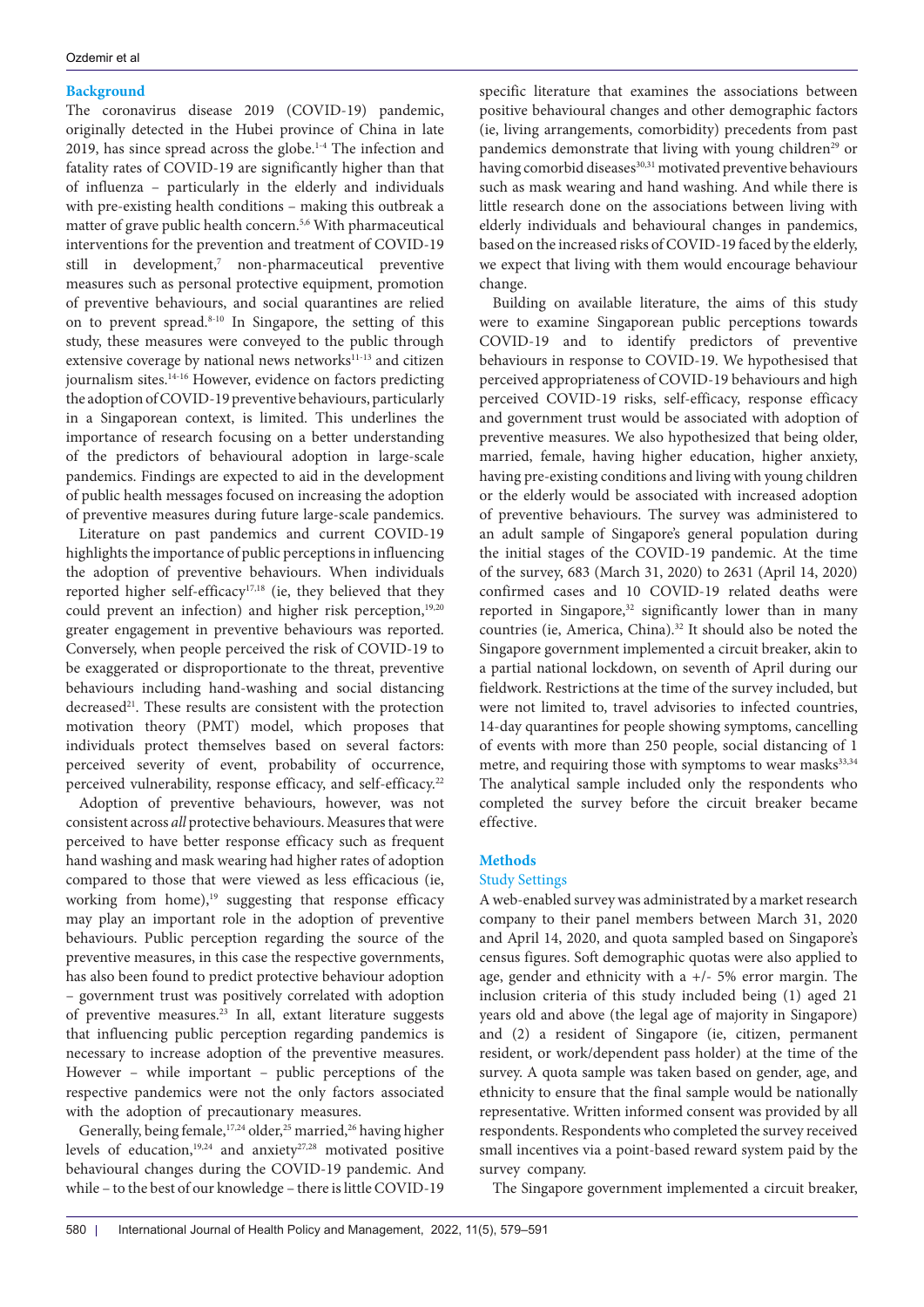## Background

The coronavirus disease 2019 (COVID-19) pandemic, originally detected in the Hubei province of China in late 2019, has since spread across the globe.[1-4] The infection and fatality rates of COVID-19 are significantly higher than that of influenza – particularly in the elderly and individuals with pre-existing health conditions – making this outbreak a matter of grave public health concern.[5,6] With pharmaceutical interventions for the prevention and treatment of COVID-19 still in development,[7] non-pharmaceutical preventive measures such as personal protective equipment, promotion of preventive behaviours, and social quarantines are relied on to prevent spread.[8-10] In Singapore, the setting of this study, these measures were conveyed to the public through extensive coverage by national news networks[11-13] and citizen journalism sites.[14-16] However, evidence on factors predicting the adoption of COVID-19 preventive behaviours, particularly in a Singaporean context, is limited. This underlines the importance of research focusing on a better understanding of the predictors of behavioural adoption in large-scale pandemics. Findings are expected to aid in the development of public health messages focused on increasing the adoption of preventive measures during future large-scale pandemics.

Literature on past pandemics and current COVID-19 highlights the importance of public perceptions in influencing the adoption of preventive behaviours. When individuals reported higher self-efficacy[17,18] (ie, they believed that they could prevent an infection) and higher risk perception,[19,20] greater engagement in preventive behaviours was reported. Conversely, when people perceived the risk of COVID-19 to be exaggerated or disproportionate to the threat, preventive behaviours including hand-washing and social distancing decreased[21]. These results are consistent with the protection motivation theory (PMT) model, which proposes that individuals protect themselves based on several factors: perceived severity of event, probability of occurrence, perceived vulnerability, response efficacy, and self-efficacy.[22]

Adoption of preventive behaviours, however, was not consistent across *all* protective behaviours. Measures that were perceived to have better response efficacy such as frequent hand washing and mask wearing had higher rates of adoption compared to those that were viewed as less efficacious (ie, working from home),[19] suggesting that response efficacy may play an important role in the adoption of preventive behaviours. Public perception regarding the source of the preventive measures, in this case the respective governments, has also been found to predict protective behaviour adoption – government trust was positively correlated with adoption of preventive measures.[23] In all, extant literature suggests that influencing public perception regarding pandemics is necessary to increase adoption of the preventive measures. However – while important – public perceptions of the respective pandemics were not the only factors associated with the adoption of precautionary measures.

Generally, being female,[17,24] older,[25] married,[26] having higher levels of education,[19,24] and anxiety[27,28] motivated positive behavioural changes during the COVID-19 pandemic. And while – to the best of our knowledge – there is little COVID-19 specific literature that examines the associations between positive behavioural changes and other demographic factors (ie, living arrangements, comorbidity) precedents from past pandemics demonstrate that living with young children[29] or having comorbid diseases[30,31] motivated preventive behaviours such as mask wearing and hand washing. And while there is little research done on the associations between living with elderly individuals and behavioural changes in pandemics, based on the increased risks of COVID-19 faced by the elderly, we expect that living with them would encourage behaviour change.

Building on available literature, the aims of this study were to examine Singaporean public perceptions towards COVID-19 and to identify predictors of preventive behaviours in response to COVID-19. We hypothesised that perceived appropriateness of COVID-19 behaviours and high perceived COVID-19 risks, self-efficacy, response efficacy and government trust would be associated with adoption of preventive measures. We also hypothesized that being older, married, female, having higher education, higher anxiety, having pre-existing conditions and living with young children or the elderly would be associated with increased adoption of preventive behaviours. The survey was administered to an adult sample of Singapore's general population during the initial stages of the COVID-19 pandemic. At the time of the survey, 683 (March 31, 2020) to 2631 (April 14, 2020) confirmed cases and 10 COVID-19 related deaths were reported in Singapore,[32] significantly lower than in many countries (ie, America, China).[32] It should also be noted the Singapore government implemented a circuit breaker, akin to a partial national lockdown, on seventh of April during our fieldwork. Restrictions at the time of the survey included, but were not limited to, travel advisories to infected countries, 14-day quarantines for people showing symptoms, cancelling of events with more than 250 people, social distancing of 1 metre, and requiring those with symptoms to wear masks[33,34] The analytical sample included only the respondents who completed the survey before the circuit breaker became effective.

## Methods

### Study Settings

A web-enabled survey was administrated by a market research company to their panel members between March 31, 2020 and April 14, 2020, and quota sampled based on Singapore's census figures. Soft demographic quotas were also applied to age, gender and ethnicity with a +/- 5% error margin. The inclusion criteria of this study included being (1) aged 21 years old and above (the legal age of majority in Singapore) and (2) a resident of Singapore (ie, citizen, permanent resident, or work/dependent pass holder) at the time of the survey. A quota sample was taken based on gender, age, and ethnicity to ensure that the final sample would be nationally representative. Written informed consent was provided by all respondents. Respondents who completed the survey received small incentives via a point-based reward system paid by the survey company.

The Singapore government implemented a circuit breaker,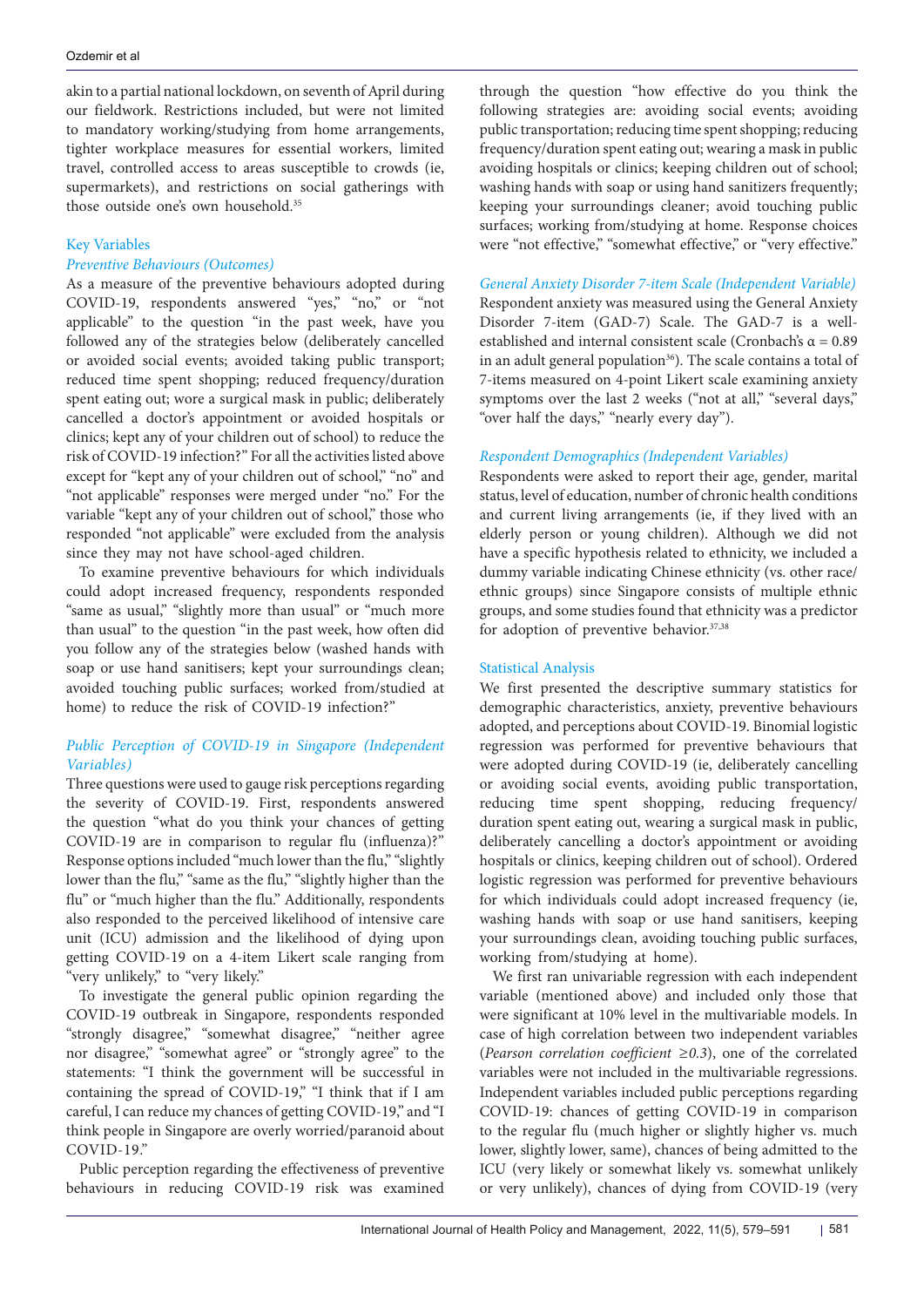akin to a partial national lockdown, on seventh of April during our fieldwork. Restrictions included, but were not limited to mandatory working/studying from home arrangements, tighter workplace measures for essential workers, limited travel, controlled access to areas susceptible to crowds (ie, supermarkets), and restrictions on social gatherings with those outside one's own household.[35]

### Key Variables

#### *Preventive Behaviours (Outcomes)*

As a measure of the preventive behaviours adopted during COVID-19, respondents answered "yes," "no," or "not applicable" to the question "in the past week, have you followed any of the strategies below (deliberately cancelled or avoided social events; avoided taking public transport; reduced time spent shopping; reduced frequency/duration spent eating out; wore a surgical mask in public; deliberately cancelled a doctor's appointment or avoided hospitals or clinics; kept any of your children out of school) to reduce the risk of COVID-19 infection?" For all the activities listed above except for "kept any of your children out of school," "no" and "not applicable" responses were merged under "no." For the variable "kept any of your children out of school," those who responded "not applicable" were excluded from the analysis since they may not have school-aged children.

To examine preventive behaviours for which individuals could adopt increased frequency, respondents responded "same as usual," "slightly more than usual" or "much more than usual" to the question "in the past week, how often did you follow any of the strategies below (washed hands with soap or use hand sanitisers; kept your surroundings clean; avoided touching public surfaces; worked from/studied at home) to reduce the risk of COVID-19 infection?"

#### *Public Perception of COVID-19 in Singapore (Independent Variables)*

Three questions were used to gauge risk perceptions regarding the severity of COVID-19. First, respondents answered the question "what do you think your chances of getting COVID-19 are in comparison to regular flu (influenza)?" Response options included "much lower than the flu," "slightly lower than the flu," "same as the flu," "slightly higher than the flu" or "much higher than the flu." Additionally, respondents also responded to the perceived likelihood of intensive care unit (ICU) admission and the likelihood of dying upon getting COVID-19 on a 4-item Likert scale ranging from "very unlikely," to "very likely."

To investigate the general public opinion regarding the COVID-19 outbreak in Singapore, respondents responded "strongly disagree," "somewhat disagree," "neither agree nor disagree," "somewhat agree" or "strongly agree" to the statements: "I think the government will be successful in containing the spread of COVID-19," "I think that if I am careful, I can reduce my chances of getting COVID-19," and "I think people in Singapore are overly worried/paranoid about COVID-19."

Public perception regarding the effectiveness of preventive behaviours in reducing COVID-19 risk was examined through the question "how effective do you think the following strategies are: avoiding social events; avoiding public transportation; reducing time spent shopping; reducing frequency/duration spent eating out; wearing a mask in public avoiding hospitals or clinics; keeping children out of school; washing hands with soap or using hand sanitizers frequently; keeping your surroundings cleaner; avoid touching public surfaces; working from/studying at home. Response choices were "not effective," "somewhat effective," or "very effective."

#### *General Anxiety Disorder 7-item Scale (Independent Variable)*

Respondent anxiety was measured using the General Anxiety Disorder 7-item (GAD-7) Scale. The GAD-7 is a well-established and internal consistent scale (Cronbach's $\alpha = 0.89$ in an adult general population[36]). The scale contains a total of 7-items measured on 4-point Likert scale examining anxiety symptoms over the last 2 weeks ("not at all," "several days," "over half the days," "nearly every day").

#### *Respondent Demographics (Independent Variables)*

Respondents were asked to report their age, gender, marital status, level of education, number of chronic health conditions and current living arrangements (ie, if they lived with an elderly person or young children). Although we did not have a specific hypothesis related to ethnicity, we included a dummy variable indicating Chinese ethnicity (vs. other race/ethnic groups) since Singapore consists of multiple ethnic groups, and some studies found that ethnicity was a predictor for adoption of preventive behavior.[37,38]

### Statistical Analysis

We first presented the descriptive summary statistics for demographic characteristics, anxiety, preventive behaviours adopted, and perceptions about COVID-19. Binomial logistic regression was performed for preventive behaviours that were adopted during COVID-19 (ie, deliberately cancelling or avoiding social events, avoiding public transportation, reducing time spent shopping, reducing frequency/duration spent eating out, wearing a surgical mask in public, deliberately cancelling a doctor's appointment or avoiding hospitals or clinics, keeping children out of school). Ordered logistic regression was performed for preventive behaviours for which individuals could adopt increased frequency (ie, washing hands with soap or use hand sanitisers, keeping your surroundings clean, avoiding touching public surfaces, working from/studying at home).

We first ran univariable regression with each independent variable (mentioned above) and included only those that were significant at 10% level in the multivariable models. In case of high correlation between two independent variables (*Pearson correlation coefficient* $\geq 0.3$), one of the correlated variables were not included in the multivariable regressions. Independent variables included public perceptions regarding COVID-19: chances of getting COVID-19 in comparison to the regular flu (much higher or slightly higher vs. much lower, slightly lower, same), chances of being admitted to the ICU (very likely or somewhat likely vs. somewhat unlikely or very unlikely), chances of dying from COVID-19 (very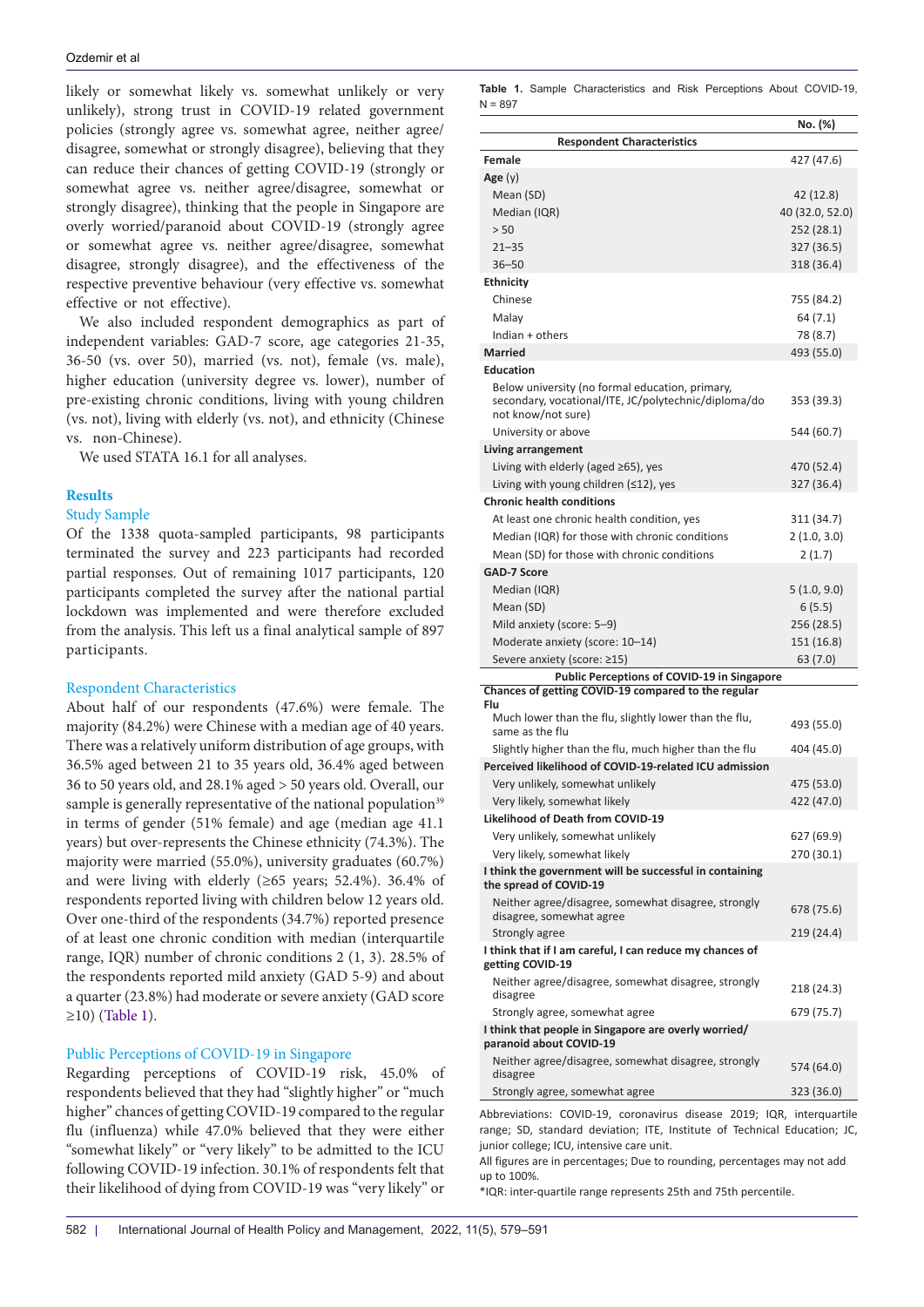likely or somewhat likely vs. somewhat unlikely or very unlikely), strong trust in COVID-19 related government policies (strongly agree vs. somewhat agree, neither agree/disagree, somewhat or strongly disagree), believing that they can reduce their chances of getting COVID-19 (strongly or somewhat agree vs. neither agree/disagree, somewhat or strongly disagree), thinking that the people in Singapore are overly worried/paranoid about COVID-19 (strongly agree or somewhat agree vs. neither agree/disagree, somewhat disagree, strongly disagree), and the effectiveness of the respective preventive behaviour (very effective vs. somewhat effective or not effective).

We also included respondent demographics as part of independent variables: GAD-7 score, age categories 21-35, 36-50 (vs. over 50), married (vs. not), female (vs. male), higher education (university degree vs. lower), number of pre-existing chronic conditions, living with young children (vs. not), living with elderly (vs. not), and ethnicity (Chinese vs. non-Chinese).

We used STATA 16.1 for all analyses.

## Results

### Study Sample

Of the 1338 quota-sampled participants, 98 participants terminated the survey and 223 participants had recorded partial responses. Out of remaining 1017 participants, 120 participants completed the survey after the national partial lockdown was implemented and were therefore excluded from the analysis. This left us a final analytical sample of 897 participants.

### Respondent Characteristics

About half of our respondents (47.6%) were female. The majority (84.2%) were Chinese with a median age of 40 years. There was a relatively uniform distribution of age groups, with 36.5% aged between 21 to 35 years old, 36.4% aged between 36 to 50 years old and 28.1% aged > 50 years old. Overall, our sample is generally representative of the national population[39] in terms of gender (51% female) and age (median age 41.1 years) but over-represents the Chinese ethnicity (74.3%). The majority were married (55.0%), university graduates (60.7%) and were living with elderly (≥65 years; 52.4%). 36.4% of respondents reported living with children below 12 years old. Over one-third of the respondents (34.7%) reported presence of at least one chronic condition with median (interquartile range, IQR) number of chronic conditions 2 (1, 3). 28.5% of the respondents reported mild anxiety (GAD 5-9) and about a quarter (23.8%) had moderate or severe anxiety (GAD score ≥10) (Table 1).

### Public Perceptions of COVID-19 in Singapore

Regarding perceptions of COVID-19 risk, 45.0% of respondents believed that they had "slightly higher" or "much higher" chances of getting COVID-19 compared to the regular flu (influenza) while 47.0% believed that they were either "somewhat likely" or "very likely" to be admitted to the ICU following COVID-19 infection. 30.1% of respondents felt that their likelihood of dying from COVID-19 was "very likely" or

**Table 1.** Sample Characteristics and Risk Perceptions About COVID-19, N = 897

| | No. (%) |
|---|---|
| **Respondent Characteristics** | |
| **Female** | 427 (47.6) |
| **Age** (y) | |
| Mean (SD) | 42 (12.8) |
| Median (IQR) | 40 (32.0, 52.0) |
| > 50 | 252 (28.1) |
| 21–35 | 327 (36.5) |
| 36–50 | 318 (36.4) |
| **Ethnicity** | |
| Chinese | 755 (84.2) |
| Malay | 64 (7.1) |
| Indian + others | 78 (8.7) |
| **Married** | 493 (55.0) |
| **Education** | |
| Below university (no formal education, primary, secondary, vocational/ITE, JC/polytechnic/diploma/do not know/not sure) | 353 (39.3) |
| University or above | 544 (60.7) |
| **Living arrangement** | |
| Living with elderly (aged ≥65), yes | 470 (52.4) |
| Living with young children (≤12), yes | 327 (36.4) |
| **Chronic health conditions** | |
| At least one chronic health condition, yes | 311 (34.7) |
| Median (IQR) for those with chronic conditions | 2 (1.0, 3.0) |
| Mean (SD) for those with chronic conditions | 2 (1.7) |
| **GAD-7 Score** | |
| Median (IQR) | 5 (1.0, 9.0) |
| Mean (SD) | 6 (5.5) |
| Mild anxiety (score: 5–9) | 256 (28.5) |
| Moderate anxiety (score: 10–14) | 151 (16.8) |
| Severe anxiety (score: ≥15) | 63 (7.0) |
| **Public Perceptions of COVID-19 in Singapore** | |
| **Chances of getting COVID-19 compared to the regular Flu** | |
| Much lower than the flu, slightly lower than the flu, same as the flu | 493 (55.0) |
| Slightly higher than the flu, much higher than the flu | 404 (45.0) |
| **Perceived likelihood of COVID-19-related ICU admission** | |
| Very unlikely, somewhat unlikely | 475 (53.0) |
| Very likely, somewhat likely | 422 (47.0) |
| **Likelihood of Death from COVID-19** | |
| Very unlikely, somewhat unlikely | 627 (69.9) |
| Very likely, somewhat likely | 270 (30.1) |
| **I think the government will be successful in containing the spread of COVID-19** | |
| Neither agree/disagree, somewhat disagree, strongly disagree, somewhat agree | 678 (75.6) |
| Strongly agree | 219 (24.4) |
| **I think that if I am careful, I can reduce my chances of getting COVID-19** | |
| Neither agree/disagree, somewhat disagree, strongly disagree | 218 (24.3) |
| Strongly agree, somewhat agree | 679 (75.7) |
| **I think that people in Singapore are overly worried/paranoid about COVID-19** | |
| Neither agree/disagree, somewhat disagree, strongly disagree | 574 (64.0) |
| Strongly agree, somewhat agree | 323 (36.0) |

Abbreviations: COVID-19, coronavirus disease 2019; IQR, interquartile range; SD, standard deviation; ITE, Institute of Technical Education; JC, junior college; ICU, intensive care unit.

All figures are in percentages; Due to rounding, percentages may not add up to 100%.

*IQR: inter-quartile range represents 25th and 75th percentile.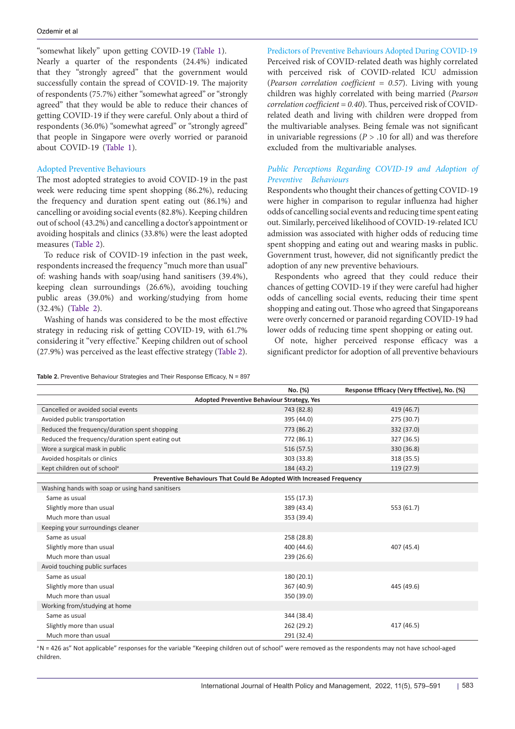"somewhat likely" upon getting COVID-19 (Table 1).

Nearly a quarter of the respondents (24.4%) indicated that they "strongly agreed" that the government would successfully contain the spread of COVID-19. The majority of respondents (75.7%) either "somewhat agreed" or "strongly agreed" that they would be able to reduce their chances of getting COVID-19 if they were careful. Only about a third of respondents (36.0%) "somewhat agreed" or "strongly agreed" that people in Singapore were overly worried or paranoid about COVID-19 (Table 1).

### Adopted Preventive Behaviours

The most adopted strategies to avoid COVID-19 in the past week were reducing time spent shopping (86.2%), reducing the frequency and duration spent eating out (86.1%) and cancelling or avoiding social events (82.8%). Keeping children out of school (43.2%) and cancelling a doctor's appointment or avoiding hospitals and clinics (33.8%) were the least adopted measures (Table 2).

To reduce risk of COVID-19 infection in the past week, respondents increased the frequency "much more than usual" of: washing hands with soap/using hand sanitisers (39.4%), keeping clean surroundings (26.6%), avoiding touching public areas (39.0%) and working/studying from home (32.4%) (Table 2).

Washing of hands was considered to be the most effective strategy in reducing risk of getting COVID-19, with 61.7% considering it "very effective." Keeping children out of school (27.9%) was perceived as the least effective strategy (Table 2).

### Predictors of Preventive Behaviours Adopted During COVID-19

Perceived risk of COVID-related death was highly correlated with perceived risk of COVID-related ICU admission (*Pearson correlation coefficient = 0.57*). Living with young children was highly correlated with being married (*Pearson correlation coefficient = 0.40*). Thus, perceived risk of COVID-related death and living with children were dropped from the multivariable analyses. Being female was not significant in univariable regressions ($P > .10$ for all) and was therefore excluded from the multivariable analyses.

#### *Public Perceptions Regarding COVID-19 and Adoption of Preventive Behaviours*

Respondents who thought their chances of getting COVID-19 were higher in comparison to regular influenza had higher odds of cancelling social events and reducing time spent eating out. Similarly, perceived likelihood of COVID-19-related ICU admission was associated with higher odds of reducing time spent shopping and eating out and wearing masks in public. Government trust, however, did not significantly predict the adoption of any new preventive behaviours.

Respondents who agreed that they could reduce their chances of getting COVID-19 if they were careful had higher odds of cancelling social events, reducing their time spent shopping and eating out. Those who agreed that Singaporeans were overly concerned or paranoid regarding COVID-19 had lower odds of reducing time spent shopping or eating out.

Of note, higher perceived response efficacy was a significant predictor for adoption of all preventive behaviours

**Table 2.** Preventive Behaviour Strategies and Their Response Efficacy, N = 897

| | No. (%) | Response Efficacy (Very Effective), No. (%) |
|---|---|---|
| **Adopted Preventive Behaviour Strategy, Yes** | | |
| Cancelled or avoided social events | 743 (82.8) | 419 (46.7) |
| Avoided public transportation | 395 (44.0) | 275 (30.7) |
| Reduced the frequency/duration spent shopping | 773 (86.2) | 332 (37.0) |
| Reduced the frequency/duration spent eating out | 772 (86.1) | 327 (36.5) |
| Wore a surgical mask in public | 516 (57.5) | 330 (36.8) |
| Avoided hospitals or clinics | 303 (33.8) | 318 (35.5) |
| Kept children out of school[a] | 184 (43.2) | 119 (27.9) |
| **Preventive Behaviours That Could Be Adopted With Increased Frequency** | | |
| Washing hands with soap or using hand sanitisers | | |
| Same as usual | 155 (17.3) | |
| Slightly more than usual | 389 (43.4) | 553 (61.7) |
| Much more than usual | 353 (39.4) | |
| Keeping your surroundings cleaner | | |
| Same as usual | 258 (28.8) | |
| Slightly more than usual | 400 (44.6) | 407 (45.4) |
| Much more than usual | 239 (26.6) | |
| Avoid touching public surfaces | | |
| Same as usual | 180 (20.1) | |
| Slightly more than usual | 367 (40.9) | 445 (49.6) |
| Much more than usual | 350 (39.0) | |
| Working from/studying at home | | |
| Same as usual | 344 (38.4) | |
| Slightly more than usual | 262 (29.2) | 417 (46.5) |
| Much more than usual | 291 (32.4) | |

[a] N = 426 as" Not applicable" responses for the variable "Keeping children out of school" were removed as the respondents may not have school-aged children.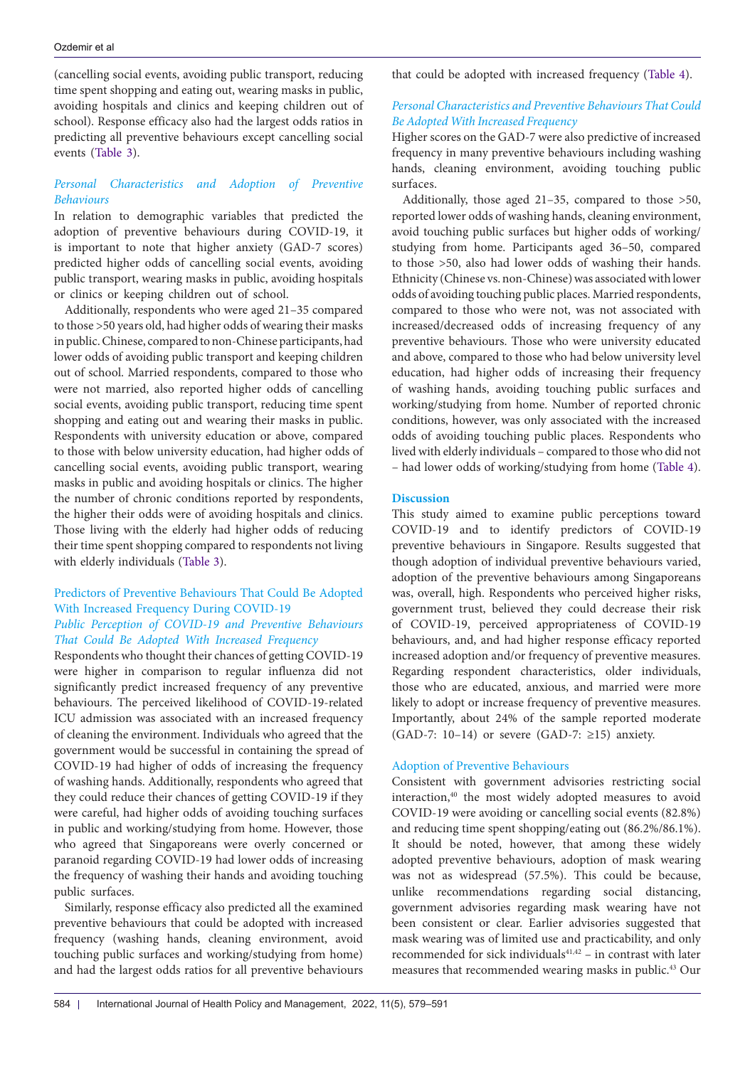(cancelling social events, avoiding public transport, reducing time spent shopping and eating out, wearing masks in public, avoiding hospitals and clinics and keeping children out of school). Response efficacy also had the largest odds ratios in predicting all preventive behaviours except cancelling social events (Table 3).

### *Personal Characteristics and Adoption of Preventive Behaviours*

In relation to demographic variables that predicted the adoption of preventive behaviours during COVID-19, it is important to note that higher anxiety (GAD-7 scores) predicted higher odds of cancelling social events, avoiding public transport, wearing masks in public, avoiding hospitals or clinics or keeping children out of school.

Additionally, respondents who were aged 21–35 compared to those >50 years old, had higher odds of wearing their masks in public. Chinese, compared to non-Chinese participants, had lower odds of avoiding public transport and keeping children out of school. Married respondents, compared to those who were not married, also reported higher odds of cancelling social events, avoiding public transport, reducing time spent shopping and eating out and wearing their masks in public. Respondents with university education or above, compared to those with below university education, had higher odds of cancelling social events, avoiding public transport, wearing masks in public and avoiding hospitals or clinics. The higher the number of chronic conditions reported by respondents, the higher their odds were of avoiding hospitals and clinics. Those living with the elderly had higher odds of reducing their time spent shopping compared to respondents not living with elderly individuals (Table 3).

## Predictors of Preventive Behaviours That Could Be Adopted With Increased Frequency During COVID-19

### *Public Perception of COVID-19 and Preventive Behaviours That Could Be Adopted With Increased Frequency*

Respondents who thought their chances of getting COVID-19 were higher in comparison to regular influenza did not significantly predict increased frequency of any preventive behaviours. The perceived likelihood of COVID-19-related ICU admission was associated with an increased frequency of cleaning the environment. Individuals who agreed that the government would be successful in containing the spread of COVID-19 had higher of odds of increasing the frequency of washing hands. Additionally, respondents who agreed that they could reduce their chances of getting COVID-19 if they were careful, had higher odds of avoiding touching surfaces in public and working/studying from home. However, those who agreed that Singaporeans were overly concerned or paranoid regarding COVID-19 had lower odds of increasing the frequency of washing their hands and avoiding touching public surfaces.

Similarly, response efficacy also predicted all the examined preventive behaviours that could be adopted with increased frequency (washing hands, cleaning environment, avoid touching public surfaces and working/studying from home) and had the largest odds ratios for all preventive behaviours that could be adopted with increased frequency (Table 4).

### *Personal Characteristics and Preventive Behaviours That Could Be Adopted With Increased Frequency*

Higher scores on the GAD-7 were also predictive of increased frequency in many preventive behaviours including washing hands, cleaning environment, avoiding touching public surfaces.

Additionally, those aged 21–35, compared to those >50, reported lower odds of washing hands, cleaning environment, avoid touching public surfaces but higher odds of working/studying from home. Participants aged 36–50, compared to those >50, also had lower odds of washing their hands. Ethnicity (Chinese vs. non-Chinese) was associated with lower odds of avoiding touching public places. Married respondents, compared to those who were not, was not associated with increased/decreased odds of increasing frequency of any preventive behaviours. Those who were university educated and above, compared to those who had below university level education, had higher odds of increasing their frequency of washing hands, avoiding touching public surfaces and working/studying from home. Number of reported chronic conditions, however, was only associated with the increased odds of avoiding touching public places. Respondents who lived with elderly individuals – compared to those who did not – had lower odds of working/studying from home (Table 4).

## Discussion

This study aimed to examine public perceptions toward COVID-19 and to identify predictors of COVID-19 preventive behaviours in Singapore. Results suggested that though adoption of individual preventive behaviours varied, adoption of the preventive behaviours among Singaporeans was, overall, high. Respondents who perceived higher risks, government trust, believed they could decrease their risk of COVID-19, perceived appropriateness of COVID-19 behaviours, and, and had higher response efficacy reported increased adoption and/or frequency of preventive measures. Regarding respondent characteristics, older individuals, those who are educated, anxious, and married were more likely to adopt or increase frequency of preventive measures. Importantly, about 24% of the sample reported moderate (GAD-7: 10–14) or severe (GAD-7: ≥15) anxiety.

## Adoption of Preventive Behaviours

Consistent with government advisories restricting social interaction,[40] the most widely adopted measures to avoid COVID-19 were avoiding or cancelling social events (82.8%) and reducing time spent shopping/eating out (86.2%/86.1%). It should be noted, however, that among these widely adopted preventive behaviours, adoption of mask wearing was not as widespread (57.5%). This could be because, unlike recommendations regarding social distancing, government advisories regarding mask wearing have not been consistent or clear. Earlier advisories suggested that mask wearing was of limited use and practicability, and only recommended for sick individuals[41,42] – in contrast with later measures that recommended wearing masks in public.[43] Our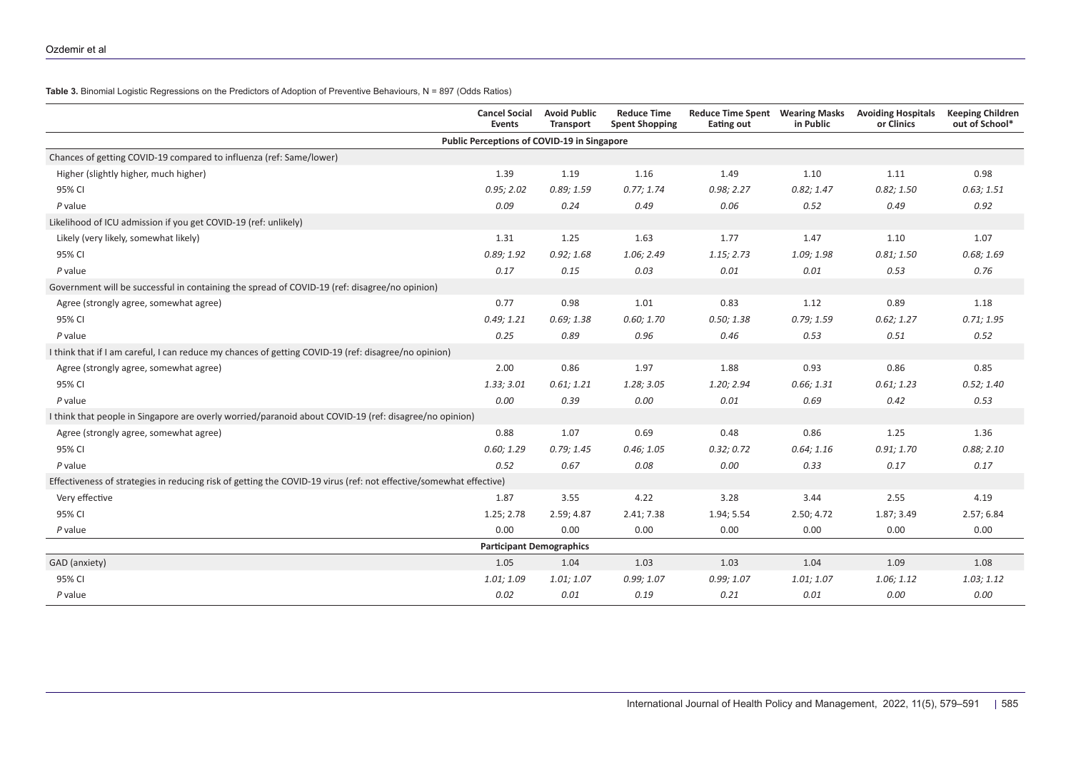**Table 3.** Binomial Logistic Regressions on the Predictors of Adoption of Preventive Behaviours, N = 897 (Odds Ratios)

| | Cancel Social Events | Avoid Public Transport | Reduce Time Spent Shopping | Reduce Time Spent Eating out | Wearing Masks in Public | Avoiding Hospitals or Clinics | Keeping Children out of School* |
|---|---|---|---|---|---|---|---|
| **Public Perceptions of COVID-19 in Singapore** | | | | | | | |
| Chances of getting COVID-19 compared to influenza (ref: Same/lower) | | | | | | | |
| Higher (slightly higher, much higher) | 1.39 | 1.19 | 1.16 | 1.49 | 1.10 | 1.11 | 0.98 |
| 95% CI | *0.95; 2.02* | *0.89; 1.59* | *0.77; 1.74* | *0.98; 2.27* | *0.82; 1.47* | *0.82; 1.50* | *0.63; 1.51* |
| *P* value | *0.09* | *0.24* | *0.49* | *0.06* | *0.52* | *0.49* | *0.92* |
| Likelihood of ICU admission if you get COVID-19 (ref: unlikely) | | | | | | | |
| Likely (very likely, somewhat likely) | 1.31 | 1.25 | 1.63 | 1.77 | 1.47 | 1.10 | 1.07 |
| 95% CI | *0.89; 1.92* | *0.92; 1.68* | *1.06; 2.49* | *1.15; 2.73* | *1.09; 1.98* | *0.81; 1.50* | *0.68; 1.69* |
| *P* value | *0.17* | *0.15* | *0.03* | *0.01* | *0.01* | *0.53* | *0.76* |
| Government will be successful in containing the spread of COVID-19 (ref: disagree/no opinion) | | | | | | | |
| Agree (strongly agree, somewhat agree) | 0.77 | 0.98 | 1.01 | 0.83 | 1.12 | 0.89 | 1.18 |
| 95% CI | *0.49; 1.21* | *0.69; 1.38* | *0.60; 1.70* | *0.50; 1.38* | *0.79; 1.59* | *0.62; 1.27* | *0.71; 1.95* |
| *P* value | *0.25* | *0.89* | *0.96* | *0.46* | *0.53* | *0.51* | *0.52* |
| I think that if I am careful, I can reduce my chances of getting COVID-19 (ref: disagree/no opinion) | | | | | | | |
| Agree (strongly agree, somewhat agree) | 2.00 | 0.86 | 1.97 | 1.88 | 0.93 | 0.86 | 0.85 |
| 95% CI | *1.33; 3.01* | *0.61; 1.21* | *1.28; 3.05* | *1.20; 2.94* | *0.66; 1.31* | *0.61; 1.23* | *0.52; 1.40* |
| *P* value | *0.00* | *0.39* | *0.00* | *0.01* | *0.69* | *0.42* | *0.53* |
| I think that people in Singapore are overly worried/paranoid about COVID-19 (ref: disagree/no opinion) | | | | | | | |
| Agree (strongly agree, somewhat agree) | 0.88 | 1.07 | 0.69 | 0.48 | 0.86 | 1.25 | 1.36 |
| 95% CI | *0.60; 1.29* | *0.79; 1.45* | *0.46; 1.05* | *0.32; 0.72* | *0.64; 1.16* | *0.91; 1.70* | *0.88; 2.10* |
| *P* value | *0.52* | *0.67* | *0.08* | *0.00* | *0.33* | *0.17* | *0.17* |
| Effectiveness of strategies in reducing risk of getting the COVID-19 virus (ref: not effective/somewhat effective) | | | | | | | |
| Very effective | 1.87 | 3.55 | 4.22 | 3.28 | 3.44 | 2.55 | 4.19 |
| 95% CI | 1.25; 2.78 | 2.59; 4.87 | 2.41; 7.38 | 1.94; 5.54 | 2.50; 4.72 | 1.87; 3.49 | 2.57; 6.84 |
| *P* value | 0.00 | 0.00 | 0.00 | 0.00 | 0.00 | 0.00 | 0.00 |
| **Participant Demographics** | | | | | | | |
| GAD (anxiety) | 1.05 | 1.04 | 1.03 | 1.03 | 1.04 | 1.09 | 1.08 |
| 95% CI | *1.01; 1.09* | *1.01; 1.07* | *0.99; 1.07* | *0.99; 1.07* | *1.01; 1.07* | *1.06; 1.12* | *1.03; 1.12* |
| *P* value | *0.02* | *0.01* | *0.19* | *0.21* | *0.01* | *0.00* | *0.00* |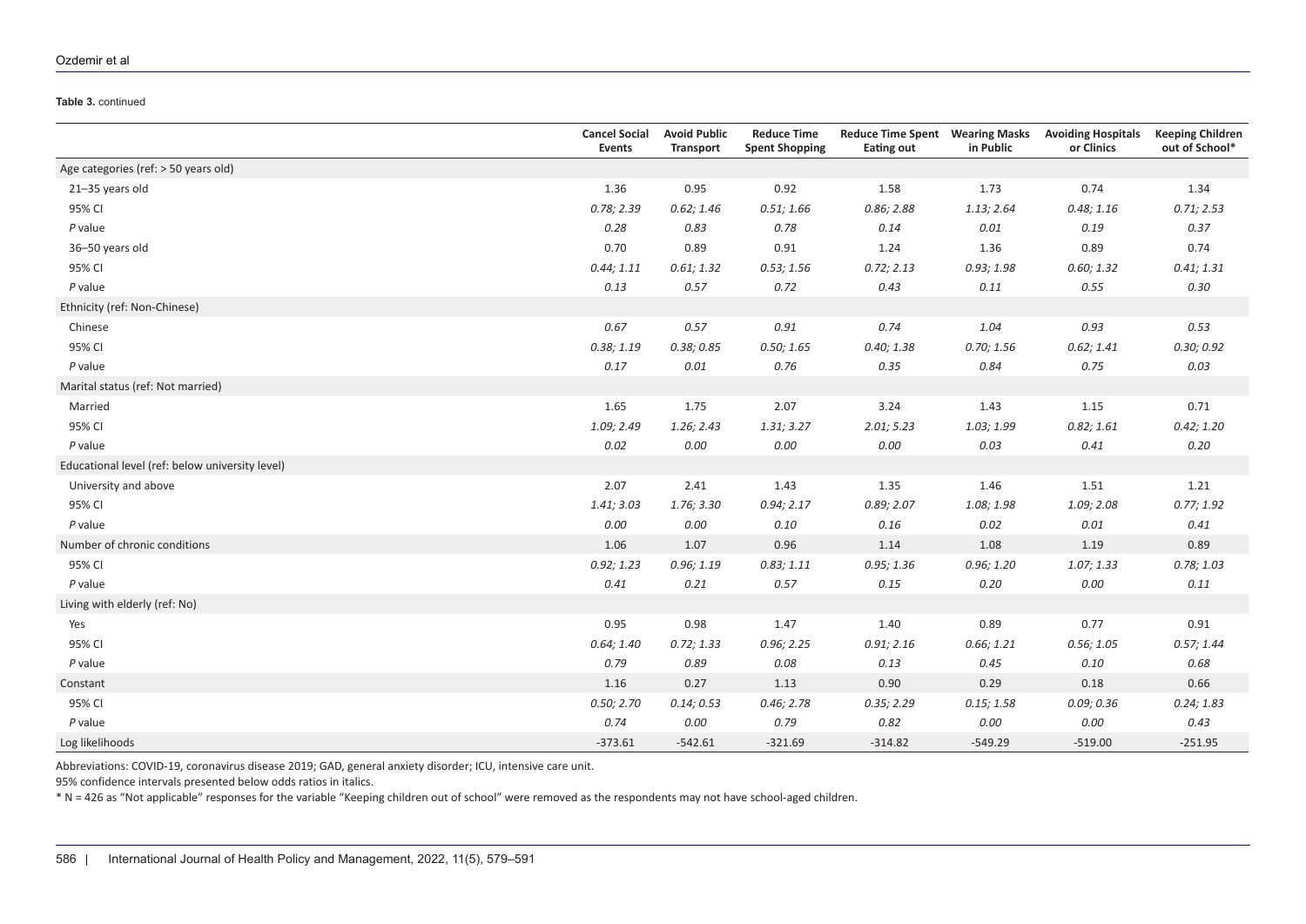**Table 3.** continued

| | Cancel Social Events | Avoid Public Transport | Reduce Time Spent Shopping | Reduce Time Spent Eating out | Wearing Masks in Public | Avoiding Hospitals or Clinics | Keeping Children out of School* |
|---|---|---|---|---|---|---|---|
| Age categories (ref: > 50 years old) | | | | | | | |
| 21–35 years old | 1.36 | 0.95 | 0.92 | 1.58 | 1.73 | 0.74 | 1.34 |
| 95% CI | *0.78; 2.39* | *0.62; 1.46* | *0.51; 1.66* | *0.86; 2.88* | *1.13; 2.64* | *0.48; 1.16* | *0.71; 2.53* |
| *P* value | *0.28* | *0.83* | *0.78* | *0.14* | *0.01* | *0.19* | *0.37* |
| 36–50 years old | 0.70 | 0.89 | 0.91 | 1.24 | 1.36 | 0.89 | 0.74 |
| 95% CI | *0.44; 1.11* | *0.61; 1.32* | *0.53; 1.56* | *0.72; 2.13* | *0.93; 1.98* | *0.60; 1.32* | *0.41; 1.31* |
| *P* value | *0.13* | *0.57* | *0.72* | *0.43* | *0.11* | *0.55* | *0.30* |
| Ethnicity (ref: Non-Chinese) | | | | | | | |
| Chinese | *0.67* | *0.57* | *0.91* | *0.74* | *1.04* | *0.93* | *0.53* |
| 95% CI | *0.38; 1.19* | *0.38; 0.85* | *0.50; 1.65* | *0.40; 1.38* | *0.70; 1.56* | *0.62; 1.41* | *0.30; 0.92* |
| *P* value | 0.17 | 0.01 | 0.76 | 0.35 | 0.84 | 0.75 | 0.03 |
| Marital status (ref: Not married) | | | | | | | |
| Married | 1.65 | 1.75 | 2.07 | 3.24 | 1.43 | 1.15 | 0.71 |
| 95% CI | *1.09; 2.49* | *1.26; 2.43* | *1.31; 3.27* | *2.01; 5.23* | *1.03; 1.99* | *0.82; 1.61* | *0.42; 1.20* |
| *P* value | *0.02* | *0.00* | *0.00* | *0.00* | *0.03* | *0.41* | *0.20* |
| Educational level (ref: below university level) | | | | | | | |
| University and above | 2.07 | 2.41 | 1.43 | 1.35 | 1.46 | 1.51 | 1.21 |
| 95% CI | *1.41; 3.03* | *1.76; 3.30* | *0.94; 2.17* | *0.89; 2.07* | *1.08; 1.98* | *1.09; 2.08* | *0.77; 1.92* |
| *P* value | *0.00* | *0.00* | *0.10* | *0.16* | *0.02* | *0.01* | *0.41* |
| Number of chronic conditions | 1.06 | 1.07 | 0.96 | 1.14 | 1.08 | 1.19 | 0.89 |
| 95% CI | *0.92; 1.23* | *0.96; 1.19* | *0.83; 1.11* | *0.95; 1.36* | *0.96; 1.20* | *1.07; 1.33* | *0.78; 1.03* |
| *P* value | *0.41* | *0.21* | *0.57* | *0.15* | *0.20* | *0.00* | *0.11* |
| Living with elderly (ref: No) | | | | | | | |
| Yes | 0.95 | 0.98 | 1.47 | 1.40 | 0.89 | 0.77 | 0.91 |
| 95% CI | *0.64; 1.40* | *0.72; 1.33* | *0.96; 2.25* | *0.91; 2.16* | *0.66; 1.21* | *0.56; 1.05* | *0.57; 1.44* |
| *P* value | *0.79* | *0.89* | *0.08* | *0.13* | *0.45* | *0.10* | *0.68* |
| Constant | 1.16 | 0.27 | 1.13 | 0.90 | 0.29 | 0.18 | 0.66 |
| 95% CI | *0.50; 2.70* | *0.14; 0.53* | *0.46; 2.78* | *0.35; 2.29* | *0.15; 1.58* | *0.09; 0.36* | *0.24; 1.83* |
| *P* value | *0.74* | *0.00* | *0.79* | *0.82* | *0.00* | *0.00* | *0.43* |
| Log likelihoods | -373.61 | -542.61 | -321.69 | -314.82 | -549.29 | -519.00 | -251.95 |

Abbreviations: COVID-19, coronavirus disease 2019; GAD, general anxiety disorder; ICU, intensive care unit.

95% confidence intervals presented below odds ratios in italics.

* N = 426 as "Not applicable" responses for the variable "Keeping children out of school" were removed as the respondents may not have school-aged children.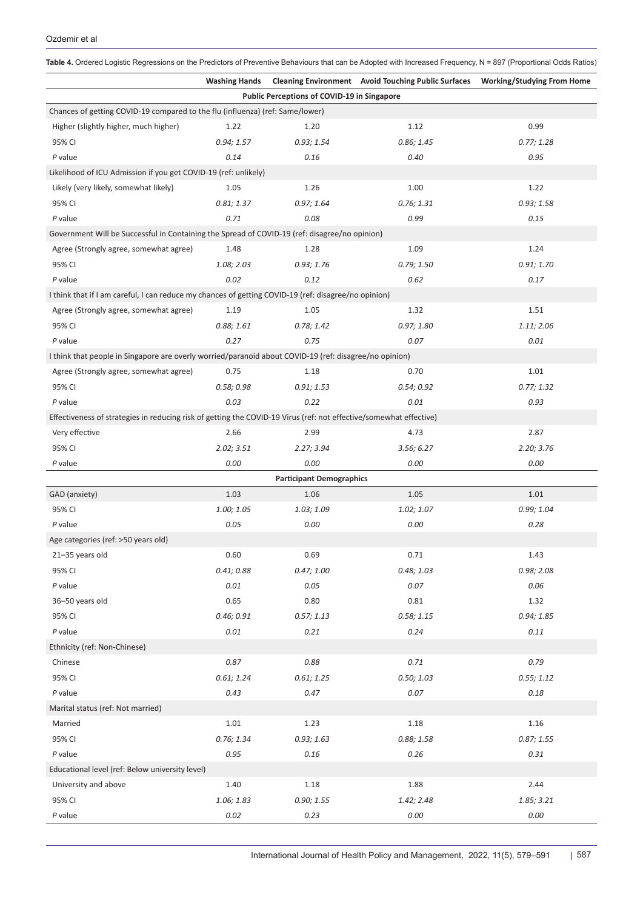**Table 4.** Ordered Logistic Regressions on the Predictors of Preventive Behaviours that can be Adopted with Increased Frequency, N = 897 (Proportional Odds Ratios)

| | Washing Hands | Cleaning Environment | Avoid Touching Public Surfaces | Working/Studying From Home |
|---|---|---|---|---|
| **Public Perceptions of COVID-19 in Singapore** | | | | |
| Chances of getting COVID-19 compared to the flu (influenza) (ref: Same/lower) | | | | |
| Higher (slightly higher, much higher) | 1.22 | 1.20 | 1.12 | 0.99 |
| 95% CI | *0.94; 1.57* | *0.93; 1.54* | *0.86; 1.45* | *0.77; 1.28* |
| *P* value | *0.14* | *0.16* | *0.40* | *0.95* |
| Likelihood of ICU Admission if you get COVID-19 (ref: unlikely) | | | | |
| Likely (very likely, somewhat likely) | 1.05 | 1.26 | 1.00 | 1.22 |
| 95% CI | *0.81; 1.37* | *0.97; 1.64* | *0.76; 1.31* | *0.93; 1.58* |
| *P* value | *0.71* | *0.08* | *0.99* | *0.15* |
| Government Will be Successful in Containing the Spread of COVID-19 (ref: disagree/no opinion) | | | | |
| Agree (Strongly agree, somewhat agree) | 1.48 | 1.28 | 1.09 | 1.24 |
| 95% CI | *1.08; 2.03* | *0.93; 1.76* | *0.79; 1.50* | *0.91; 1.70* |
| *P* value | *0.02* | *0.12* | *0.62* | *0.17* |
| I think that if I am careful, I can reduce my chances of getting COVID-19 (ref: disagree/no opinion) | | | | |
| Agree (Strongly agree, somewhat agree) | 1.19 | 1.05 | 1.32 | 1.51 |
| 95% CI | *0.88; 1.61* | *0.78; 1.42* | *0.97; 1.80* | *1.11; 2.06* |
| *P* value | *0.27* | *0.75* | *0.07* | *0.01* |
| I think that people in Singapore are overly worried/paranoid about COVID-19 (ref: disagree/no opinion) | | | | |
| Agree (Strongly agree, somewhat agree) | 0.75 | 1.18 | 0.70 | 1.01 |
| 95% CI | *0.58; 0.98* | *0.91; 1.53* | *0.54; 0.92* | *0.77; 1.32* |
| *P* value | *0.03* | *0.22* | *0.01* | *0.93* |
| Effectiveness of strategies in reducing risk of getting the COVID-19 Virus (ref: not effective/somewhat effective) | | | | |
| Very effective | 2.66 | 2.99 | 4.73 | 2.87 |
| 95% CI | *2.02; 3.51* | *2.27; 3.94* | *3.56; 6.27* | *2.20; 3.76* |
| *P* value | *0.00* | *0.00* | *0.00* | *0.00* |
| **Participant Demographics** | | | | |
| GAD (anxiety) | 1.03 | 1.06 | 1.05 | 1.01 |
| 95% CI | *1.00; 1.05* | *1.03; 1.09* | *1.02; 1.07* | *0.99; 1.04* |
| *P* value | *0.05* | *0.00* | *0.00* | *0.28* |
| Age categories (ref: >50 years old) | | | | |
| 21–35 years old | 0.60 | 0.69 | 0.71 | 1.43 |
| 95% CI | *0.41; 0.88* | *0.47; 1.00* | *0.48; 1.03* | *0.98; 2.08* |
| *P* value | *0.01* | *0.05* | *0.07* | *0.06* |
| 36–50 years old | 0.65 | 0.80 | 0.81 | 1.32 |
| 95% CI | *0.46; 0.91* | *0.57; 1.13* | *0.58; 1.15* | *0.94; 1.85* |
| *P* value | *0.01* | *0.21* | *0.24* | *0.11* |
| Ethnicity (ref: Non-Chinese) | | | | |
| Chinese | *0.87* | *0.88* | *0.71* | *0.79* |
| 95% CI | *0.61; 1.24* | *0.61; 1.25* | *0.50; 1.03* | *0.55; 1.12* |
| *P* value | *0.43* | *0.47* | *0.07* | *0.18* |
| Marital status (ref: Not married) | | | | |
| Married | 1.01 | 1.23 | 1.18 | 1.16 |
| 95% CI | *0.76; 1.34* | *0.93; 1.63* | *0.88; 1.58* | *0.87; 1.55* |
| *P* value | *0.95* | *0.16* | *0.26* | *0.31* |
| Educational level (ref: Below university level) | | | | |
| University and above | 1.40 | 1.18 | 1.88 | 2.44 |
| 95% CI | *1.06; 1.83* | *0.90; 1.55* | *1.42; 2.48* | *1.85; 3.21* |
| *P* value | *0.02* | *0.23* | *0.00* | *0.00* |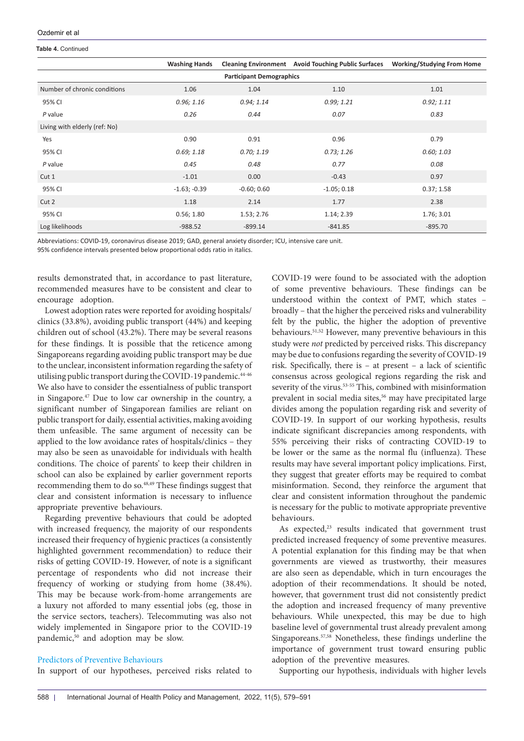**Table 4.** Continued

| | Washing Hands | Cleaning Environment | Avoid Touching Public Surfaces | Working/Studying From Home |
|---|---|---|---|---|
| **Participant Demographics** | | | | |
| Number of chronic conditions | 1.06 | 1.04 | 1.10 | 1.01 |
| 95% CI | *0.96; 1.16* | *0.94; 1.14* | *0.99; 1.21* | *0.92; 1.11* |
| *P* value | *0.26* | *0.44* | *0.07* | *0.83* |
| Living with elderly (ref: No) | | | | |
| Yes | 0.90 | 0.91 | 0.96 | 0.79 |
| 95% CI | *0.69; 1.18* | *0.70; 1.19* | *0.73; 1.26* | *0.60; 1.03* |
| *P* value | *0.45* | *0.48* | *0.77* | *0.08* |
| Cut 1 | -1.01 | 0.00 | -0.43 | 0.97 |
| 95% CI | -1.63; -0.39 | -0.60; 0.60 | -1.05; 0.18 | 0.37; 1.58 |
| Cut 2 | 1.18 | 2.14 | 1.77 | 2.38 |
| 95% CI | 0.56; 1.80 | 1.53; 2.76 | 1.14; 2.39 | 1.76; 3.01 |
| Log likelihoods | -988.52 | -899.14 | -841.85 | -895.70 |

Abbreviations: COVID-19, coronavirus disease 2019; GAD, general anxiety disorder; ICU, intensive care unit.
95% confidence intervals presented below proportional odds ratio in italics.

results demonstrated that, in accordance to past literature, recommended measures have to be consistent and clear to encourage adoption.

Lowest adoption rates were reported for avoiding hospitals/clinics (33.8%), avoiding public transport (44%) and keeping children out of school (43.2%). There may be several reasons for these findings. It is possible that the reticence among Singaporeans regarding avoiding public transport may be due to the unclear, inconsistent information regarding the safety of utilising public transport during the COVID-19 pandemic.[44-46] We also have to consider the essentialness of public transport in Singapore.[47] Due to low car ownership in the country, a significant number of Singaporean families are reliant on public transport for daily, essential activities, making avoiding them unfeasible. The same argument of necessity can be applied to the low avoidance rates of hospitals/clinics – they may also be seen as unavoidable for individuals with health conditions. The choice of parents' to keep their children in school can also be explained by earlier government reports recommending them to do so.[48,49] These findings suggest that clear and consistent information is necessary to influence appropriate preventive behaviours.

Regarding preventive behaviours that could be adopted with increased frequency, the majority of our respondents increased their frequency of hygienic practices (a consistently highlighted government recommendation) to reduce their risks of getting COVID-19. However, of note is a significant percentage of respondents who did not increase their frequency of working or studying from home (38.4%). This may be because work-from-home arrangements are a luxury not afforded to many essential jobs (eg, those in the service sectors, teachers). Telecommuting was also not widely implemented in Singapore prior to the COVID-19 pandemic,[50] and adoption may be slow.

### Predictors of Preventive Behaviours

In support of our hypotheses, perceived risks related to COVID-19 were found to be associated with the adoption of some preventive behaviours. These findings can be understood within the context of PMT, which states – broadly – that the higher the perceived risks and vulnerability felt by the public, the higher the adoption of preventive behaviours.[51,52] However, many preventive behaviours in this study were *not* predicted by perceived risks. This discrepancy may be due to confusions regarding the severity of COVID-19 risk. Specifically, there is – at present – a lack of scientific consensus across geological regions regarding the risk and severity of the virus.[53-55] This, combined with misinformation prevalent in social media sites,[56] may have precipitated large divides among the population regarding risk and severity of COVID-19. In support of our working hypothesis, results indicate significant discrepancies among respondents, with 55% perceiving their risks of contracting COVID-19 to be lower or the same as the normal flu (influenza). These results may have several important policy implications. First, they suggest that greater efforts may be required to combat misinformation. Second, they reinforce the argument that clear and consistent information throughout the pandemic is necessary for the public to motivate appropriate preventive behaviours.

As expected,[23] results indicated that government trust predicted increased frequency of some preventive measures. A potential explanation for this finding may be that when governments are viewed as trustworthy, their measures are also seen as dependable, which in turn encourages the adoption of their recommendations. It should be noted, however, that government trust did not consistently predict the adoption and increased frequency of many preventive behaviours. While unexpected, this may be due to high baseline level of governmental trust already prevalent among Singaporeans.[57,58] Nonetheless, these findings underline the importance of government trust toward ensuring public adoption of the preventive measures.

Supporting our hypothesis, individuals with higher levels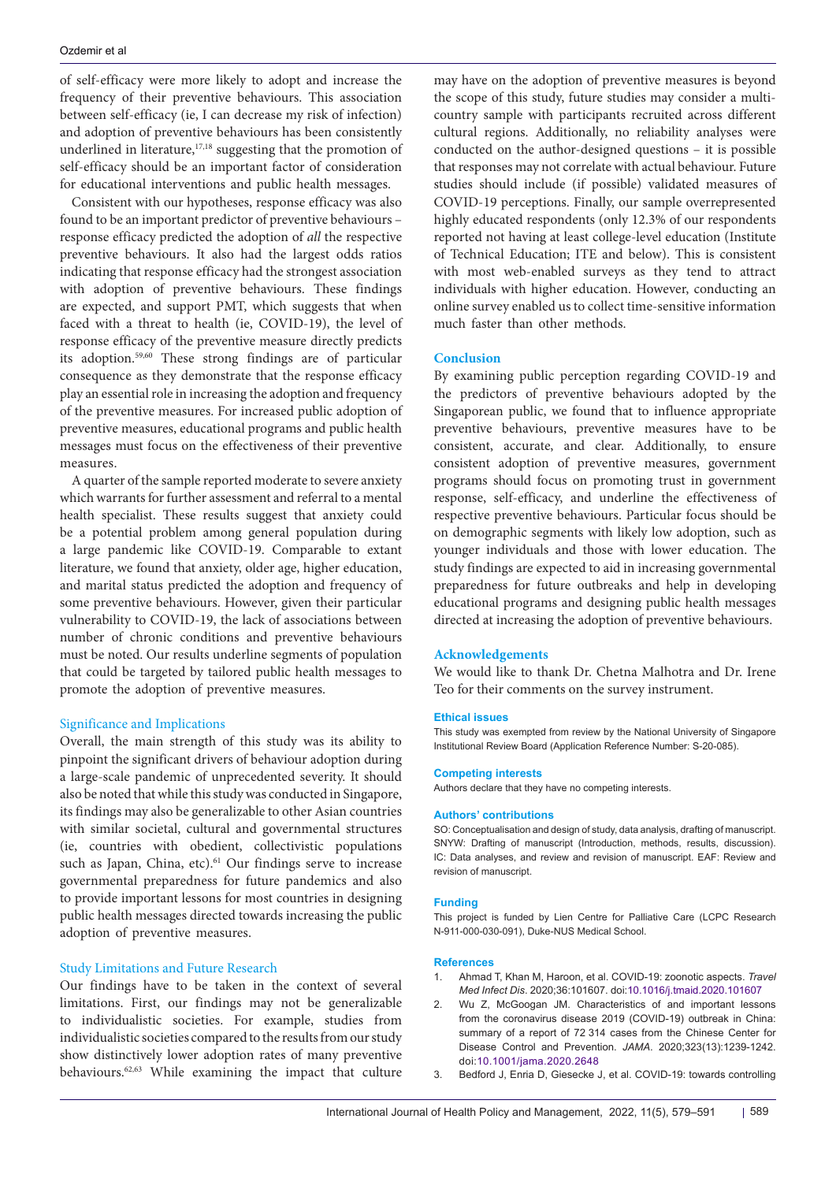of self-efficacy were more likely to adopt and increase the frequency of their preventive behaviours. This association between self-efficacy (ie, I can decrease my risk of infection) and adoption of preventive behaviours has been consistently underlined in literature,[17,18] suggesting that the promotion of self-efficacy should be an important factor of consideration for educational interventions and public health messages.

Consistent with our hypotheses, response efficacy was also found to be an important predictor of preventive behaviours – response efficacy predicted the adoption of *all* the respective preventive behaviours. It also had the largest odds ratios indicating that response efficacy had the strongest association with adoption of preventive behaviours. These findings are expected, and support PMT, which suggests that when faced with a threat to health (ie, COVID-19), the level of response efficacy of the preventive measure directly predicts its adoption.[59,60] These strong findings are of particular consequence as they demonstrate that the response efficacy play an essential role in increasing the adoption and frequency of the preventive measures. For increased public adoption of preventive measures, educational programs and public health messages must focus on the effectiveness of their preventive measures.

A quarter of the sample reported moderate to severe anxiety which warrants for further assessment and referral to a mental health specialist. These results suggest that anxiety could be a potential problem among general population during a large pandemic like COVID-19. Comparable to extant literature, we found that anxiety, older age, higher education, and marital status predicted the adoption and frequency of some preventive behaviours. However, given their particular vulnerability to COVID-19, the lack of associations between number of chronic conditions and preventive behaviours must be noted. Our results underline segments of population that could be targeted by tailored public health messages to promote the adoption of preventive measures.

### Significance and Implications

Overall, the main strength of this study was its ability to pinpoint the significant drivers of behaviour adoption during a large-scale pandemic of unprecedented severity. It should also be noted that while this study was conducted in Singapore, its findings may also be generalizable to other Asian countries with similar societal, cultural and governmental structures (ie, countries with obedient, collectivistic populations such as Japan, China, etc).[61] Our findings serve to increase governmental preparedness for future pandemics and also to provide important lessons for most countries in designing public health messages directed towards increasing the public adoption of preventive measures.

### Study Limitations and Future Research

Our findings have to be taken in the context of several limitations. First, our findings may not be generalizable to individualistic societies. For example, studies from individualistic societies compared to the results from our study show distinctively lower adoption rates of many preventive behaviours.[62,63] While examining the impact that culture may have on the adoption of preventive measures is beyond the scope of this study, future studies may consider a multi-country sample with participants recruited across different cultural regions. Additionally, no reliability analyses were conducted on the author-designed questions – it is possible that responses may not correlate with actual behaviour. Future studies should include (if possible) validated measures of COVID-19 perceptions. Finally, our sample overrepresented highly educated respondents (only 12.3% of our respondents reported not having at least college-level education (Institute of Technical Education; ITE and below). This is consistent with most web-enabled surveys as they tend to attract individuals with higher education. However, conducting an online survey enabled us to collect time-sensitive information much faster than other methods.

## Conclusion

By examining public perception regarding COVID-19 and the predictors of preventive behaviours adopted by the Singaporean public, we found that to influence appropriate preventive behaviours, preventive measures have to be consistent, accurate, and clear. Additionally, to ensure consistent adoption of preventive measures, government programs should focus on promoting trust in government response, self-efficacy, and underline the effectiveness of respective preventive behaviours. Particular focus should be on demographic segments with likely low adoption, such as younger individuals and those with lower education. The study findings are expected to aid in increasing governmental preparedness for future outbreaks and help in developing educational programs and designing public health messages directed at increasing the adoption of preventive behaviours.

## Acknowledgements

We would like to thank Dr. Chetna Malhotra and Dr. Irene Teo for their comments on the survey instrument.

#### Ethical issues

This study was exempted from review by the National University of Singapore Institutional Review Board (Application Reference Number: S-20-085).

#### Competing interests

Authors declare that they have no competing interests.

#### Authors' contributions

SO: Conceptualisation and design of study, data analysis, drafting of manuscript. SNYW: Drafting of manuscript (Introduction, methods, results, discussion). IC: Data analyses, and review and revision of manuscript. EAF: Review and revision of manuscript.

#### Funding

This project is funded by Lien Centre for Palliative Care (LCPC Research N-911-000-030-091), Duke-NUS Medical School.

#### References

1. Ahmad T, Khan M, Haroon, et al. COVID-19: zoonotic aspects. *Travel Med Infect Dis*. 2020;36:101607. doi:10.1016/j.tmaid.2020.101607
2. Wu Z, McGoogan JM. Characteristics of and important lessons from the coronavirus disease 2019 (COVID-19) outbreak in China: summary of a report of 72 314 cases from the Chinese Center for Disease Control and Prevention. *JAMA*. 2020;323(13):1239-1242. doi:10.1001/jama.2020.2648
3. Bedford J, Enria D, Giesecke J, et al. COVID-19: towards controlling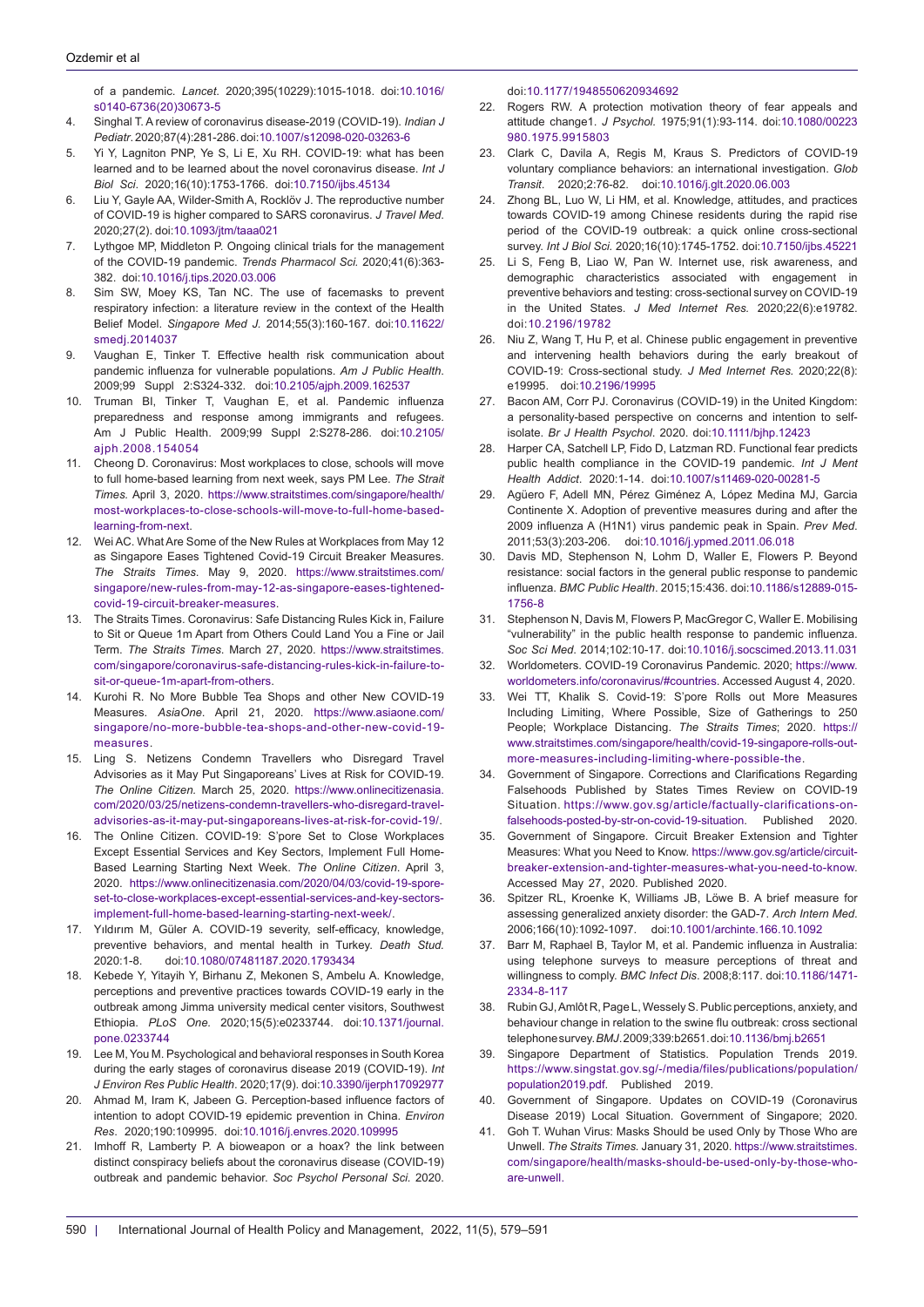of a pandemic. *Lancet*. 2020;395(10229):1015-1018. doi:10.1016/s0140-6736(20)30673-5

4. Singhal T. A review of coronavirus disease-2019 (COVID-19). *Indian J Pediatr*. 2020;87(4):281-286. doi:10.1007/s12098-020-03263-6
5. Yi Y, Lagniton PNP, Ye S, Li E, Xu RH. COVID-19: what has been learned and to be learned about the novel coronavirus disease. *Int J Biol Sci*. 2020;16(10):1753-1766. doi:10.7150/ijbs.45134
6. Liu Y, Gayle AA, Wilder-Smith A, Rocklöv J. The reproductive number of COVID-19 is higher compared to SARS coronavirus. *J Travel Med*. 2020;27(2). doi:10.1093/jtm/taaa021
7. Lythgoe MP, Middleton P. Ongoing clinical trials for the management of the COVID-19 pandemic. *Trends Pharmacol Sci*. 2020;41(6):363-382. doi:10.1016/j.tips.2020.03.006
8. Sim SW, Moey KS, Tan NC. The use of facemasks to prevent respiratory infection: a literature review in the context of the Health Belief Model. *Singapore Med J*. 2014;55(3):160-167. doi:10.11622/smedj.2014037
9. Vaughan E, Tinker T. Effective health risk communication about pandemic influenza for vulnerable populations. *Am J Public Health*. 2009;99 Suppl 2:S324-332. doi:10.2105/ajph.2009.162537
10. Truman BI, Tinker T, Vaughan E, et al. Pandemic influenza preparedness and response among immigrants and refugees. Am J Public Health. 2009;99 Suppl 2:S278-286. doi:10.2105/ajph.2008.154054
11. Cheong D. Coronavirus: Most workplaces to close, schools will move to full home-based learning from next week, says PM Lee. *The Strait Times.* April 3, 2020. https://www.straitstimes.com/singapore/health/most-workplaces-to-close-schools-will-move-to-full-home-based-learning-from-next.
12. Wei AC. What Are Some of the New Rules at Workplaces from May 12 as Singapore Eases Tightened Covid-19 Circuit Breaker Measures. *The Straits Times*. May 9, 2020. https://www.straitstimes.com/singapore/new-rules-from-may-12-as-singapore-eases-tightened-covid-19-circuit-breaker-measures.
13. The Straits Times. Coronavirus: Safe Distancing Rules Kick in, Failure to Sit or Queue 1m Apart from Others Could Land You a Fine or Jail Term. *The Straits Times*. March 27, 2020. https://www.straitstimes.com/singapore/coronavirus-safe-distancing-rules-kick-in-failure-to-sit-or-queue-1m-apart-from-others.
14. Kurohi R. No More Bubble Tea Shops and other New COVID-19 Measures. *AsiaOne*. April 21, 2020. https://www.asiaone.com/singapore/no-more-bubble-tea-shops-and-other-new-covid-19-measures.
15. Ling S. Netizens Condemn Travellers who Disregard Travel Advisories as it May Put Singaporeans' Lives at Risk for COVID-19. *The Online Citizen*. March 25, 2020. https://www.onlinecitizenasia.com/2020/03/25/netizens-condemn-travellers-who-disregard-travel-advisories-as-it-may-put-singaporeans-lives-at-risk-for-covid-19/.
16. The Online Citizen. COVID-19: S'pore Set to Close Workplaces Except Essential Services and Key Sectors, Implement Full Home-Based Learning Starting Next Week. *The Online Citizen*. April 3, 2020. https://www.onlinecitizenasia.com/2020/04/03/covid-19-spore-set-to-close-workplaces-except-essential-services-and-key-sectors-implement-full-home-based-learning-starting-next-week/.
17. Yıldırım M, Güler A. COVID-19 severity, self-efficacy, knowledge, preventive behaviors, and mental health in Turkey. *Death Stud*. 2020:1-8. doi:10.1080/07481187.2020.1793434
18. Kebede Y, Yitayih Y, Birhanu Z, Mekonen S, Ambelu A. Knowledge, perceptions and preventive practices towards COVID-19 early in the outbreak among Jimma university medical center visitors, Southwest Ethiopia. *PLoS One*. 2020;15(5):e0233744. doi:10.1371/journal.pone.0233744
19. Lee M, You M. Psychological and behavioral responses in South Korea during the early stages of coronavirus disease 2019 (COVID-19). *Int J Environ Res Public Health*. 2020;17(9). doi:10.3390/ijerph17092977
20. Ahmad M, Iram K, Jabeen G. Perception-based influence factors of intention to adopt COVID-19 epidemic prevention in China. *Environ Res*. 2020;190:109995. doi:10.1016/j.envres.2020.109995
21. Imhoff R, Lamberty P. A bioweapon or a hoax? the link between distinct conspiracy beliefs about the coronavirus disease (COVID-19) outbreak and pandemic behavior. *Soc Psychol Personal Sci*. 2020. doi:10.1177/1948550620934692
22. Rogers RW. A protection motivation theory of fear appeals and attitude change1. *J Psychol*. 1975;91(1):93-114. doi:10.1080/00223980.1975.9915803
23. Clark C, Davila A, Regis M, Kraus S. Predictors of COVID-19 voluntary compliance behaviors: an international investigation. *Glob Transit*. 2020;2:76-82. doi:10.1016/j.glt.2020.06.003
24. Zhong BL, Luo W, Li HM, et al. Knowledge, attitudes, and practices towards COVID-19 among Chinese residents during the rapid rise period of the COVID-19 outbreak: a quick online cross-sectional survey. *Int J Biol Sci*. 2020;16(10):1745-1752. doi:10.7150/ijbs.45221
25. Li S, Feng B, Liao W, Pan W. Internet use, risk awareness, and demographic characteristics associated with engagement in preventive behaviors and testing: cross-sectional survey on COVID-19 in the United States. *J Med Internet Res*. 2020;22(6):e19782. doi:10.2196/19782
26. Niu Z, Wang T, Hu P, et al. Chinese public engagement in preventive and intervening health behaviors during the early breakout of COVID-19: Cross-sectional study. *J Med Internet Res*. 2020;22(8):e19995. doi:10.2196/19995
27. Bacon AM, Corr PJ. Coronavirus (COVID-19) in the United Kingdom: a personality-based perspective on concerns and intention to self-isolate. *Br J Health Psychol*. 2020. doi:10.1111/bjhp.12423
28. Harper CA, Satchell LP, Fido D, Latzman RD. Functional fear predicts public health compliance in the COVID-19 pandemic. *Int J Ment Health Addict*. 2020:1-14. doi:10.1007/s11469-020-00281-5
29. Agüero F, Adell MN, Pérez Giménez A, López Medina MJ, Garcia Continente X. Adoption of preventive measures during and after the 2009 influenza A (H1N1) virus pandemic peak in Spain. *Prev Med*. 2011;53(3):203-206. doi:10.1016/j.ypmed.2011.06.018
30. Davis MD, Stephenson N, Lohm D, Waller E, Flowers P. Beyond resistance: social factors in the general public response to pandemic influenza. *BMC Public Health*. 2015;15:436. doi:10.1186/s12889-015-1756-8
31. Stephenson N, Davis M, Flowers P, MacGregor C, Waller E. Mobilising "vulnerability" in the public health response to pandemic influenza. *Soc Sci Med*. 2014;102:10-17. doi:10.1016/j.socscimed.2013.11.031
32. Worldometers. COVID-19 Coronavirus Pandemic. 2020; https://www.worldometers.info/coronavirus/#countries. Accessed August 4, 2020.
33. Wei TT, Khalik S. Covid-19: S'pore Rolls out More Measures Including Limiting, Where Possible, Size of Gatherings to 250 People; Workplace Distancing. *The Straits Times*; 2020. https://www.straitstimes.com/singapore/health/covid-19-singapore-rolls-out-more-measures-including-limiting-where-possible-the.
34. Government of Singapore. Corrections and Clarifications Regarding Falsehoods Published by States Times Review on COVID-19 Situation. https://www.gov.sg/article/factually-clarifications-on-falsehoods-posted-by-str-on-covid-19-situation. Published 2020.
35. Government of Singapore. Circuit Breaker Extension and Tighter Measures: What you Need to Know. https://www.gov.sg/article/circuit-breaker-extension-and-tighter-measures-what-you-need-to-know. Accessed May 27, 2020. Published 2020.
36. Spitzer RL, Kroenke K, Williams JB, Löwe B. A brief measure for assessing generalized anxiety disorder: the GAD-7. *Arch Intern Med*. 2006;166(10):1092-1097. doi:10.1001/archinte.166.10.1092
37. Barr M, Raphael B, Taylor M, et al. Pandemic influenza in Australia: using telephone surveys to measure perceptions of threat and willingness to comply. *BMC Infect Dis*. 2008;8:117. doi:10.1186/1471-2334-8-117
38. Rubin GJ, Amlôt R, Page L, Wessely S. Public perceptions, anxiety, and behaviour change in relation to the swine flu outbreak: cross sectional telephone survey. *BMJ*. 2009;339:b2651. doi:10.1136/bmj.b2651
39. Singapore Department of Statistics. Population Trends 2019. https://www.singstat.gov.sg/-/media/files/publications/population/population2019.pdf. Published 2019.
40. Government of Singapore. Updates on COVID-19 (Coronavirus Disease 2019) Local Situation. Government of Singapore; 2020.
41. Goh T. Wuhan Virus: Masks Should be used Only by Those Who are Unwell. *The Straits Times*. January 31, 2020. https://www.straitstimes.com/singapore/health/masks-should-be-used-only-by-those-who-are-unwell.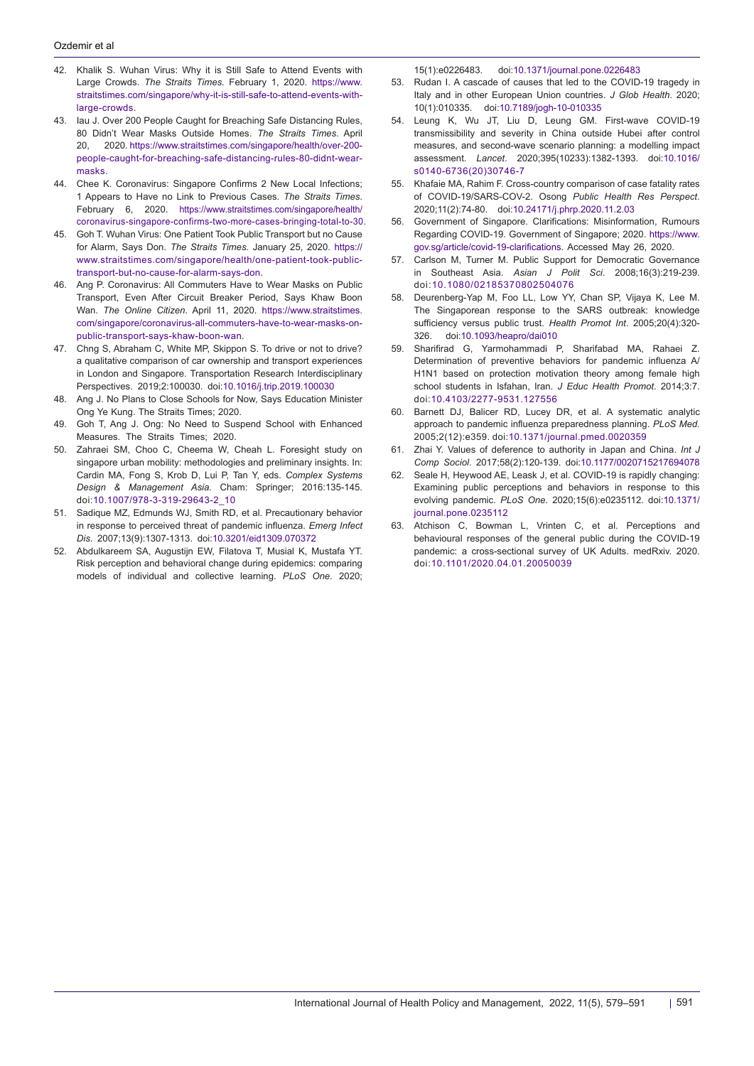42. Khalik S. Wuhan Virus: Why it is Still Safe to Attend Events with Large Crowds. *The Straits Times*. February 1, 2020. https://www.straitstimes.com/singapore/why-it-is-still-safe-to-attend-events-with-large-crowds.
43. Iau J. Over 200 People Caught for Breaching Safe Distancing Rules, 80 Didn't Wear Masks Outside Homes. *The Straits Times*. April 20, 2020. https://www.straitstimes.com/singapore/health/over-200-people-caught-for-breaching-safe-distancing-rules-80-didnt-wear-masks.
44. Chee K. Coronavirus: Singapore Confirms 2 New Local Infections; 1 Appears to Have no Link to Previous Cases. *The Straits Times*. February 6, 2020. https://www.straitstimes.com/singapore/health/coronavirus-singapore-confirms-two-more-cases-bringing-total-to-30.
45. Goh T. Wuhan Virus: One Patient Took Public Transport but no Cause for Alarm, Says Don. *The Straits Times*. January 25, 2020. https://www.straitstimes.com/singapore/health/one-patient-took-public-transport-but-no-cause-for-alarm-says-don.
46. Ang P. Coronavirus: All Commuters Have to Wear Masks on Public Transport, Even After Circuit Breaker Period, Says Khaw Boon Wan. *The Online Citizen*. April 11, 2020. https://www.straitstimes.com/singapore/coronavirus-all-commuters-have-to-wear-masks-on-public-transport-says-khaw-boon-wan.
47. Chng S, Abraham C, White MP, Skippon S. To drive or not to drive? a qualitative comparison of car ownership and transport experiences in London and Singapore. Transportation Research Interdisciplinary Perspectives. 2019;2:100030. doi:10.1016/j.trip.2019.100030
48. Ang J. No Plans to Close Schools for Now, Says Education Minister Ong Ye Kung. The Straits Times; 2020.
49. Goh T, Ang J. Ong: No Need to Suspend School with Enhanced Measures. The Straits Times; 2020.
50. Zahraei SM, Choo C, Cheema W, Cheah L. Foresight study on singapore urban mobility: methodologies and preliminary insights. In: Cardin MA, Fong S, Krob D, Lui P, Tan Y, eds. *Complex Systems Design & Management Asia*. Cham: Springer; 2016:135-145. doi:10.1007/978-3-319-29643-2_10
51. Sadique MZ, Edmunds WJ, Smith RD, et al. Precautionary behavior in response to perceived threat of pandemic influenza. *Emerg Infect Dis*. 2007;13(9):1307-1313. doi:10.3201/eid1309.070372
52. Abdulkareem SA, Augustijn EW, Filatova T, Musial K, Mustafa YT. Risk perception and behavioral change during epidemics: comparing models of individual and collective learning. *PLoS One*. 2020; 15(1):e0226483. doi:10.1371/journal.pone.0226483
53. Rudan I. A cascade of causes that led to the COVID-19 tragedy in Italy and in other European Union countries. *J Glob Health*. 2020; 10(1):010335. doi:10.7189/jogh-10-010335
54. Leung K, Wu JT, Liu D, Leung GM. First-wave COVID-19 transmissibility and severity in China outside Hubei after control measures, and second-wave scenario planning: a modelling impact assessment. *Lancet*. 2020;395(10233):1382-1393. doi:10.1016/s0140-6736(20)30746-7
55. Khafaie MA, Rahim F. Cross-country comparison of case fatality rates of COVID-19/SARS-COV-2. Osong *Public Health Res Perspect*. 2020;11(2):74-80. doi:10.24171/j.phrp.2020.11.2.03
56. Government of Singapore. Clarifications: Misinformation, Rumours Regarding COVID-19. Government of Singapore; 2020. https://www.gov.sg/article/covid-19-clarifications. Accessed May 26, 2020.
57. Carlson M, Turner M. Public Support for Democratic Governance in Southeast Asia. *Asian J Polit Sci*. 2008;16(3):219-239. doi:10.1080/02185370802504076
58. Deurenberg-Yap M, Foo LL, Low YY, Chan SP, Vijaya K, Lee M. The Singaporean response to the SARS outbreak: knowledge sufficiency versus public trust. *Health Promot Int*. 2005;20(4):320-326. doi:10.1093/heapro/dai010
59. Sharifirad G, Yarmohammadi P, Sharifabad MA, Rahaei Z. Determination of preventive behaviors for pandemic influenza A/H1N1 based on protection motivation theory among female high school students in Isfahan, Iran. *J Educ Health Promot*. 2014;3:7. doi:10.4103/2277-9531.127556
60. Barnett DJ, Balicer RD, Lucey DR, et al. A systematic analytic approach to pandemic influenza preparedness planning. *PLoS Med*. 2005;2(12):e359. doi:10.1371/journal.pmed.0020359
61. Zhai Y. Values of deference to authority in Japan and China. *Int J Comp Sociol*. 2017;58(2):120-139. doi:10.1177/0020715217694078
62. Seale H, Heywood AE, Leask J, et al. COVID-19 is rapidly changing: Examining public perceptions and behaviors in response to this evolving pandemic. *PLoS One*. 2020;15(6):e0235112. doi:10.1371/journal.pone.0235112
63. Atchison C, Bowman L, Vrinten C, et al. Perceptions and behavioural responses of the general public during the COVID-19 pandemic: a cross-sectional survey of UK Adults. medRxiv. 2020. doi:10.1101/2020.04.01.20050039